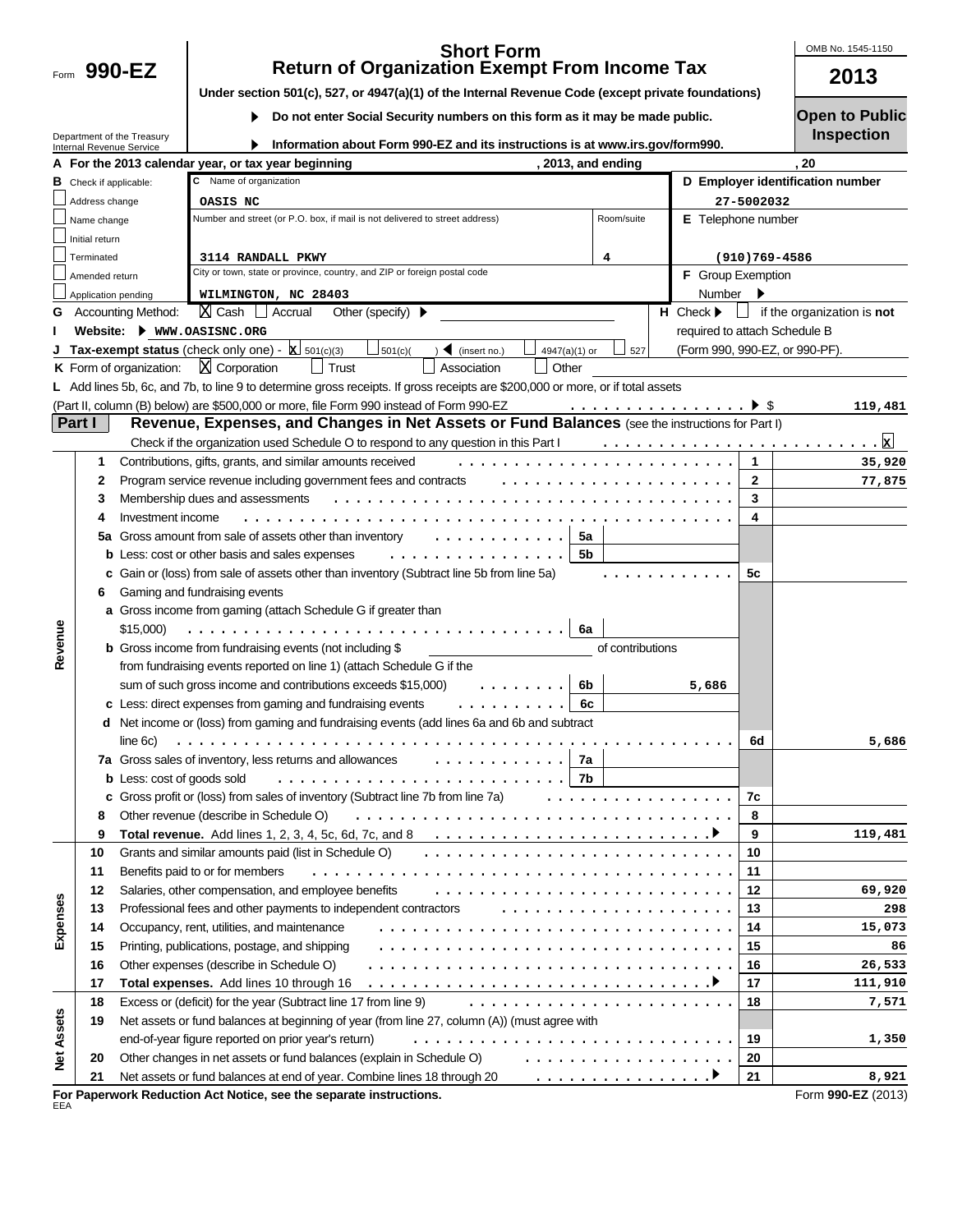Form **990-EZ**

Department of the Treasury
Internal Revenue Service

# Short Form
# Return of Organization Exempt From Income Tax

**Under section 501(c), 527, or 4947(a)(1) of the Internal Revenue Code (except private foundations)**

▶ **Do not enter Social Security numbers on this form as it may be made public.**

▶ **Information about Form 990-EZ and its instructions is at www.irs.gov/form990.**

OMB No. 1545-1150

**2013**

**Open to Public Inspection**

**A For the 2013 calendar year, or tax year beginning , 2013, and ending , 20**

**B** Check if applicable:
- ☐ Address change
- ☐ Name change
- ☐ Initial return
- ☐ Terminated
- ☐ Amended return
- ☐ Application pending

**C** Name of organization: OASIS NC

Number and street (or P.O. box, if mail is not delivered to street address): 3114 RANDALL PKWY — Room/suite: 4

City or town, state or province, country, and ZIP or foreign postal code: WILMINGTON, NC 28403

**D Employer identification number**: 27-5002032

**E** Telephone number: (910)769-4586

**F** Group Exemption Number ▶

**G** Accounting Method: ☒ Cash ☐ Accrual Other (specify) ▶

**H** Check ▶ ☐ if the organization is **not** required to attach Schedule B (Form 990, 990-EZ, or 990-PF).

**I Website:** ▶ WWW.OASISNC.ORG

**J Tax-exempt status** (check only one) - ☒ 501(c)(3) ☐ 501(c)( ) ◀ (insert no.) ☐ 4947(a)(1) or ☐ 527

**K** Form of organization: ☒ Corporation ☐ Trust ☐ Association ☐ Other

**L** Add lines 5b, 6c, and 7b, to line 9 to determine gross receipts. If gross receipts are $200,000 or more, or if total assets (Part II, column (B) below) are $500,000 or more, file Form 990 instead of Form 990-EZ . . . ▶ $ **119,481**

## Part I Revenue, Expenses, and Changes in Net Assets or Fund Balances (see the instructions for Part I)

Check if the organization used Schedule O to respond to any question in this Part I . . . ☒

| Section | Line | Description | Sub-line | Sub-amount | Line | Amount |
|---|---|---|---|---|---|---|
| Revenue | 1 | Contributions, gifts, grants, and similar amounts received | | | 1 | 35,920 |
| | 2 | Program service revenue including government fees and contracts | | | 2 | 77,875 |
| | 3 | Membership dues and assessments | | | 3 | |
| | 4 | Investment income | | | 4 | |
| | 5a | Gross amount from sale of assets other than inventory | 5a | | | |
| | b | Less: cost or other basis and sales expenses | 5b | | | |
| | c | Gain or (loss) from sale of assets other than inventory (Subtract line 5b from line 5a) | | | 5c | |
| | 6 | Gaming and fundraising events | | | | |
| | a | Gross income from gaming (attach Schedule G if greater than $15,000) | 6a | | | |
| | b | Gross income from fundraising events (not including $ of contributions from fundraising events reported on line 1) (attach Schedule G if the sum of such gross income and contributions exceeds $15,000) | 6b | 5,686 | | |
| | c | Less: direct expenses from gaming and fundraising events | 6c | | | |
| | d | Net income or (loss) from gaming and fundraising events (add lines 6a and 6b and subtract line 6c) | | | 6d | 5,686 |
| | 7a | Gross sales of inventory, less returns and allowances | 7a | | | |
| | b | Less: cost of goods sold | 7b | | | |
| | c | Gross profit or (loss) from sales of inventory (Subtract line 7b from line 7a) | | | 7c | |
| | 8 | Other revenue (describe in Schedule O) | | | 8 | |
| | 9 | **Total revenue.** Add lines 1, 2, 3, 4, 5c, 6d, 7c, and 8 ▶ | | | 9 | 119,481 |
| Expenses | 10 | Grants and similar amounts paid (list in Schedule O) | | | 10 | |
| | 11 | Benefits paid to or for members | | | 11 | |
| | 12 | Salaries, other compensation, and employee benefits | | | 12 | 69,920 |
| | 13 | Professional fees and other payments to independent contractors | | | 13 | 298 |
| | 14 | Occupancy, rent, utilities, and maintenance | | | 14 | 15,073 |
| | 15 | Printing, publications, postage, and shipping | | | 15 | 86 |
| | 16 | Other expenses (describe in Schedule O) | | | 16 | 26,533 |
| | 17 | **Total expenses.** Add lines 10 through 16 ▶ | | | 17 | 111,910 |
| Net Assets | 18 | Excess or (deficit) for the year (Subtract line 17 from line 9) | | | 18 | 7,571 |
| | 19 | Net assets or fund balances at beginning of year (from line 27, column (A)) (must agree with end-of-year figure reported on prior year's return) | | | 19 | 1,350 |
| | 20 | Other changes in net assets or fund balances (explain in Schedule O) | | | 20 | |
| | 21 | Net assets or fund balances at end of year. Combine lines 18 through 20 ▶ | | | 21 | 8,921 |

**For Paperwork Reduction Act Notice, see the separate instructions.**

EEA

Form **990-EZ** (2013)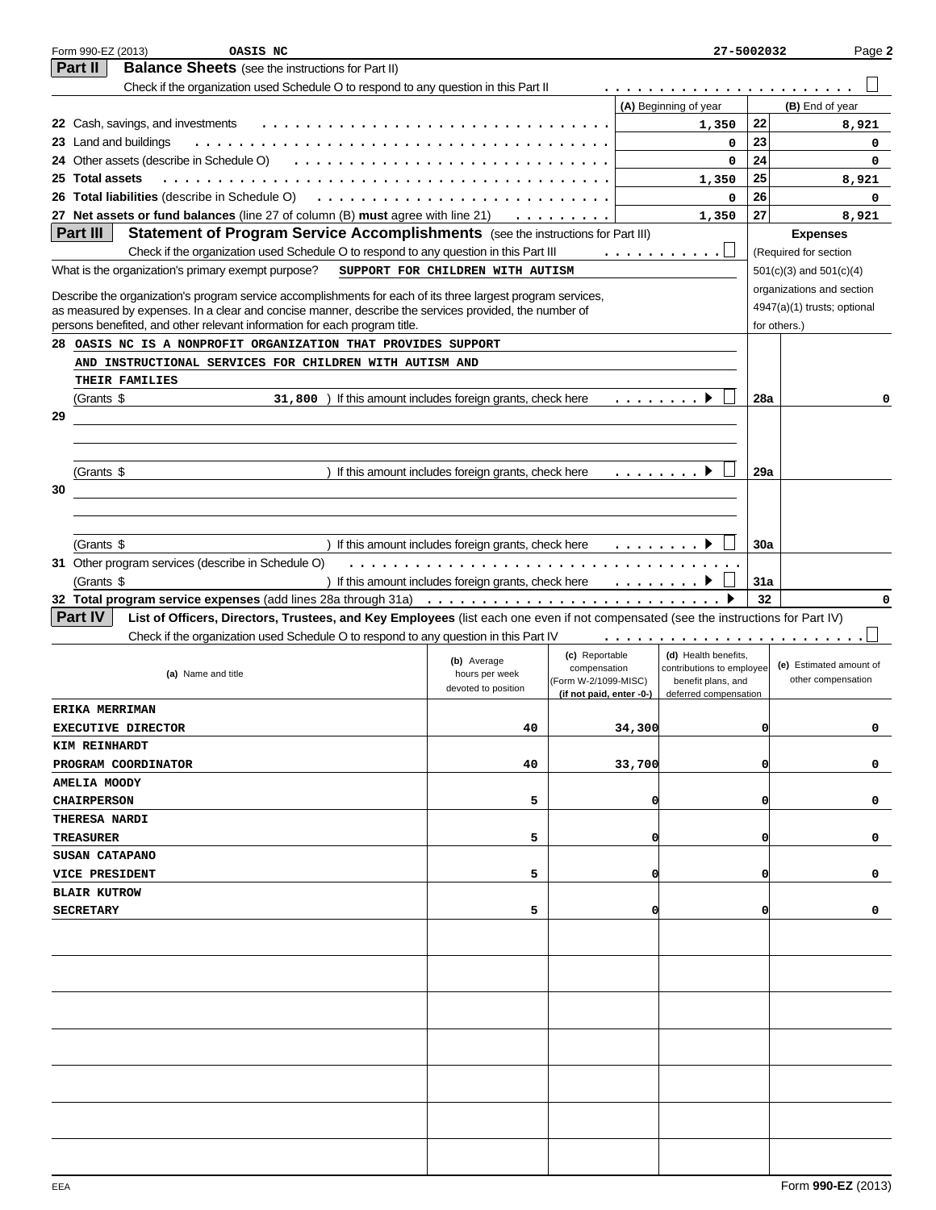Form 990-EZ (2013) **OASIS NC** 27-5002032 Page **2**

## Part II Balance Sheets (see the instructions for Part II)

Check if the organization used Schedule O to respond to any question in this Part II ☐

| | (A) Beginning of year | | (B) End of year |
|---|---|---|---|
| 22 Cash, savings, and investments | 1,350 | 22 | 8,921 |
| 23 Land and buildings | 0 | 23 | 0 |
| 24 Other assets (describe in Schedule O) | 0 | 24 | 0 |
| 25 **Total assets** | 1,350 | 25 | 8,921 |
| 26 **Total liabilities** (describe in Schedule O) | 0 | 26 | 0 |
| 27 **Net assets or fund balances** (line 27 of column (B) **must** agree with line 21) | 1,350 | 27 | 8,921 |

## Part III Statement of Program Service Accomplishments (see the instructions for Part III)

Check if the organization used Schedule O to respond to any question in this Part III ☐

**Expenses** (Required for section 501(c)(3) and 501(c)(4) organizations and section 4947(a)(1) trusts; optional for others.)

What is the organization's primary exempt purpose? **SUPPORT FOR CHILDREN WITH AUTISM**

Describe the organization's program service accomplishments for each of its three largest program services, as measured by expenses. In a clear and concise manner, describe the services provided, the number of persons benefited, and other relevant information for each program title.

| | | | |
|---|---|---|---|
| 28 | OASIS NC IS A NONPROFIT ORGANIZATION THAT PROVIDES SUPPORT AND INSTRUCTIONAL SERVICES FOR CHILDREN WITH AUTISM AND THEIR FAMILIES | | |
| | (Grants $ 31,800 ) If this amount includes foreign grants, check here ☐ | 28a | 0 |
| 29 | | | |
| | (Grants $ ) If this amount includes foreign grants, check here ☐ | 29a | |
| 30 | | | |
| | (Grants $ ) If this amount includes foreign grants, check here ☐ | 30a | |
| 31 | Other program services (describe in Schedule O) | | |
| | (Grants $ ) If this amount includes foreign grants, check here ☐ | 31a | |
| 32 | **Total program service expenses** (add lines 28a through 31a) | 32 | 0 |

## Part IV List of Officers, Directors, Trustees, and Key Employees (list each one even if not compensated (see the instructions for Part IV)

Check if the organization used Schedule O to respond to any question in this Part IV ☐

| (a) Name and title | (b) Average hours per week devoted to position | (c) Reportable compensation (Form W-2/1099-MISC) (if not paid, enter -0-) | (d) Health benefits, contributions to employee benefit plans, and deferred compensation | (e) Estimated amount of other compensation |
|---|---|---|---|---|
| ERIKA MERRIMAN<br>EXECUTIVE DIRECTOR | 40 | 34,300 | 0 | 0 |
| KIM REINHARDT<br>PROGRAM COORDINATOR | 40 | 33,700 | 0 | 0 |
| AMELIA MOODY<br>CHAIRPERSON | 5 | 0 | 0 | 0 |
| THERESA NARDI<br>TREASURER | 5 | 0 | 0 | 0 |
| SUSAN CATAPANO<br>VICE PRESIDENT | 5 | 0 | 0 | 0 |
| BLAIR KUTROW<br>SECRETARY | 5 | 0 | 0 | 0 |
| | | | | |
| | | | | |
| | | | | |
| | | | | |
| | | | | |
| | | | | |
| | | | | |

EEA Form **990-EZ** (2013)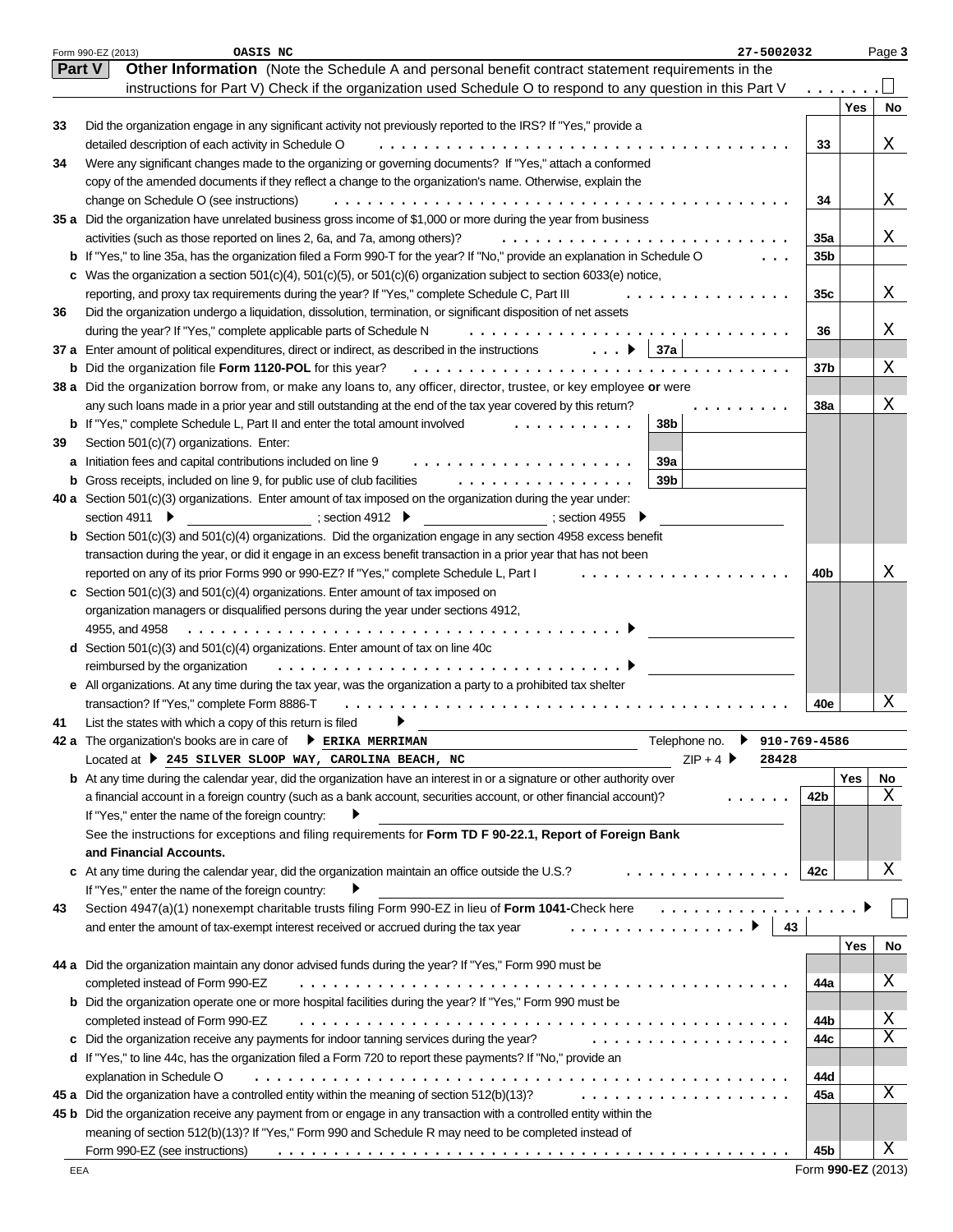Form 990-EZ (2013) OASIS NC 27-5002032 Page 3

## Part V Other Information (Note the Schedule A and personal benefit contract statement requirements in the instructions for Part V) Check if the organization used Schedule O to respond to any question in this Part V . . . . . . . ☐

| | | | Yes | No |
|---|---|---|---|---|
| **33** | Did the organization engage in any significant activity not previously reported to the IRS? If "Yes," provide a detailed description of each activity in Schedule O | 33 | | X |
| **34** | Were any significant changes made to the organizing or governing documents? If "Yes," attach a conformed copy of the amended documents if they reflect a change to the organization's name. Otherwise, explain the change on Schedule O (see instructions) | 34 | | X |
| **35 a** | Did the organization have unrelated business gross income of $1,000 or more during the year from business activities (such as those reported on lines 2, 6a, and 7a, among others)? | 35a | | X |
| **b** | If "Yes," to line 35a, has the organization filed a Form 990-T for the year? If "No," provide an explanation in Schedule O | 35b | | |
| **c** | Was the organization a section 501(c)(4), 501(c)(5), or 501(c)(6) organization subject to section 6033(e) notice, reporting, and proxy tax requirements during the year? If "Yes," complete Schedule C, Part III | 35c | | X |
| **36** | Did the organization undergo a liquidation, dissolution, termination, or significant disposition of net assets during the year? If "Yes," complete applicable parts of Schedule N | 36 | | X |
| **37 a** | Enter amount of political expenditures, direct or indirect, as described in the instructions ▶ 37a | | | |
| **b** | Did the organization file **Form 1120-POL** for this year? | 37b | | X |
| **38 a** | Did the organization borrow from, or make any loans to, any officer, director, trustee, or key employee **or** were any such loans made in a prior year and still outstanding at the end of the tax year covered by this return? | 38a | | X |
| **b** | If "Yes," complete Schedule L, Part II and enter the total amount involved 38b | | | |
| **39** | Section 501(c)(7) organizations. Enter: | | | |
| **a** | Initiation fees and capital contributions included on line 9 39a | | | |
| **b** | Gross receipts, included on line 9, for public use of club facilities 39b | | | |
| **40 a** | Section 501(c)(3) organizations. Enter amount of tax imposed on the organization during the year under: section 4911 ▶ ; section 4912 ▶ ; section 4955 ▶ | | | |
| **b** | Section 501(c)(3) and 501(c)(4) organizations. Did the organization engage in any section 4958 excess benefit transaction during the year, or did it engage in an excess benefit transaction in a prior year that has not been reported on any of its prior Forms 990 or 990-EZ? If "Yes," complete Schedule L, Part I | 40b | | X |
| **c** | Section 501(c)(3) and 501(c)(4) organizations. Enter amount of tax imposed on organization managers or disqualified persons during the year under sections 4912, 4955, and 4958 ▶ | | | |
| **d** | Section 501(c)(3) and 501(c)(4) organizations. Enter amount of tax on line 40c reimbursed by the organization ▶ | | | |
| **e** | All organizations. At any time during the tax year, was the organization a party to a prohibited tax shelter transaction? If "Yes," complete Form 8886-T | 40e | | X |

**41** List the states with which a copy of this return is filed ▶

**42 a** The organization's books are in care of ▶ **ERIKA MERRIMAN** Telephone no. ▶ 910-769-4586

Located at ▶ **245 SILVER SLOOP WAY, CAROLINA BEACH, NC** ZIP + 4 ▶ 28428

| | | | Yes | No |
|---|---|---|---|---|
| **b** | At any time during the calendar year, did the organization have an interest in or a signature or other authority over a financial account in a foreign country (such as a bank account, securities account, or other financial account)? If "Yes," enter the name of the foreign country: ▶ See the instructions for exceptions and filing requirements for **Form TD F 90-22.1, Report of Foreign Bank and Financial Accounts.** | 42b | | X |
| **c** | At any time during the calendar year, did the organization maintain an office outside the U.S.? If "Yes," enter the name of the foreign country: ▶ | 42c | | X |

**43** Section 4947(a)(1) nonexempt charitable trusts filing Form 990-EZ in lieu of **Form 1041**-Check here ▶ ☐ and enter the amount of tax-exempt interest received or accrued during the tax year ▶ 43

| | | | Yes | No |
|---|---|---|---|---|
| **44 a** | Did the organization maintain any donor advised funds during the year? If "Yes," Form 990 must be completed instead of Form 990-EZ | 44a | | X |
| **b** | Did the organization operate one or more hospital facilities during the year? If "Yes," Form 990 must be completed instead of Form 990-EZ | 44b | | X |
| **c** | Did the organization receive any payments for indoor tanning services during the year? | 44c | | X |
| **d** | If "Yes," to line 44c, has the organization filed a Form 720 to report these payments? If "No," provide an explanation in Schedule O | 44d | | |
| **45 a** | Did the organization have a controlled entity within the meaning of section 512(b)(13)? | 45a | | X |
| **45 b** | Did the organization receive any payment from or engage in any transaction with a controlled entity within the meaning of section 512(b)(13)? If "Yes," Form 990 and Schedule R may need to be completed instead of Form 990-EZ (see instructions) | 45b | | X |

EEA Form **990-EZ** (2013)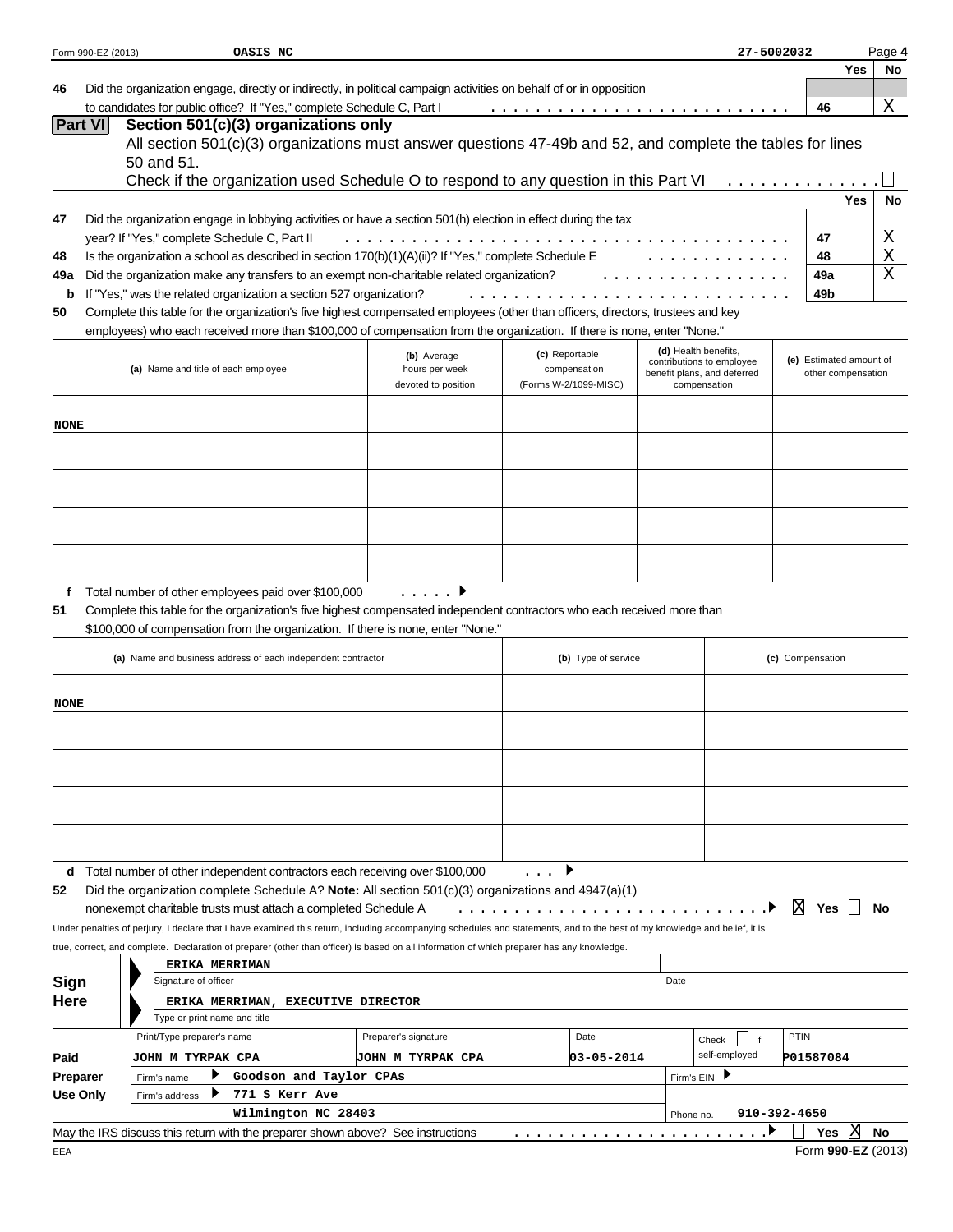Form 990-EZ (2013) OASIS NC 27-5002032 Page **4**

| | | | Yes | No |
|---|---|---|---|---|
| 46 | Did the organization engage, directly or indirectly, in political campaign activities on behalf of or in opposition to candidates for public office? If "Yes," complete Schedule C, Part I | 46 | | X |

## Part VI Section 501(c)(3) organizations only

All section 501(c)(3) organizations must answer questions 47-49b and 52, and complete the tables for lines 50 and 51.

Check if the organization used Schedule O to respond to any question in this Part VI ☐

| | | | Yes | No |
|---|---|---|---|---|
| 47 | Did the organization engage in lobbying activities or have a section 501(h) election in effect during the tax year? If "Yes," complete Schedule C, Part II | 47 | | X |
| 48 | Is the organization a school as described in section 170(b)(1)(A)(ii)? If "Yes," complete Schedule E | 48 | | X |
| 49a | Did the organization make any transfers to an exempt non-charitable related organization? | 49a | | X |
| b | If "Yes," was the related organization a section 527 organization? | 49b | | |

**50** Complete this table for the organization's five highest compensated employees (other than officers, directors, trustees and key employees) who each received more than $100,000 of compensation from the organization. If there is none, enter "None."

| (a) Name and title of each employee | (b) Average hours per week devoted to position | (c) Reportable compensation (Forms W-2/1099-MISC) | (d) Health benefits, contributions to employee benefit plans, and deferred compensation | (e) Estimated amount of other compensation |
|---|---|---|---|---|
| NONE | | | | |
| | | | | |
| | | | | |
| | | | | |
| | | | | |

**f** Total number of other employees paid over $100,000

**51** Complete this table for the organization's five highest compensated independent contractors who each received more than $100,000 of compensation from the organization. If there is none, enter "None."

| (a) Name and business address of each independent contractor | (b) Type of service | (c) Compensation |
|---|---|---|
| NONE | | |
| | | |
| | | |
| | | |
| | | |

**d** Total number of other independent contractors each receiving over $100,000

**52** Did the organization complete Schedule A? **Note:** All section 501(c)(3) organizations and 4947(a)(1) nonexempt charitable trusts must attach a completed Schedule A ☒ Yes ☐ No

Under penalties of perjury, I declare that I have examined this return, including accompanying schedules and statements, and to the best of my knowledge and belief, it is true, correct, and complete. Declaration of preparer (other than officer) is based on all information of which preparer has any knowledge.

**Sign Here**

ERIKA MERRIMAN
Signature of officer — Date

ERIKA MERRIMAN, EXECUTIVE DIRECTOR
Type or print name and title

| **Paid Preparer Use Only** | | | | |
|---|---|---|---|---|
| Print/Type preparer's name: JOHN M TYRPAK CPA | Preparer's signature: JOHN M TYRPAK CPA | Date: 03-05-2014 | Check ☐ if self-employed | PTIN: P01587084 |
| Firm's name ▶ Goodson and Taylor CPAs | | | Firm's EIN ▶ | |
| Firm's address ▶ 771 S Kerr Ave, Wilmington NC 28403 | | | Phone no. 910-392-4650 | |

May the IRS discuss this return with the preparer shown above? See instructions ☐ Yes ☒ No

EEA Form **990-EZ** (2013)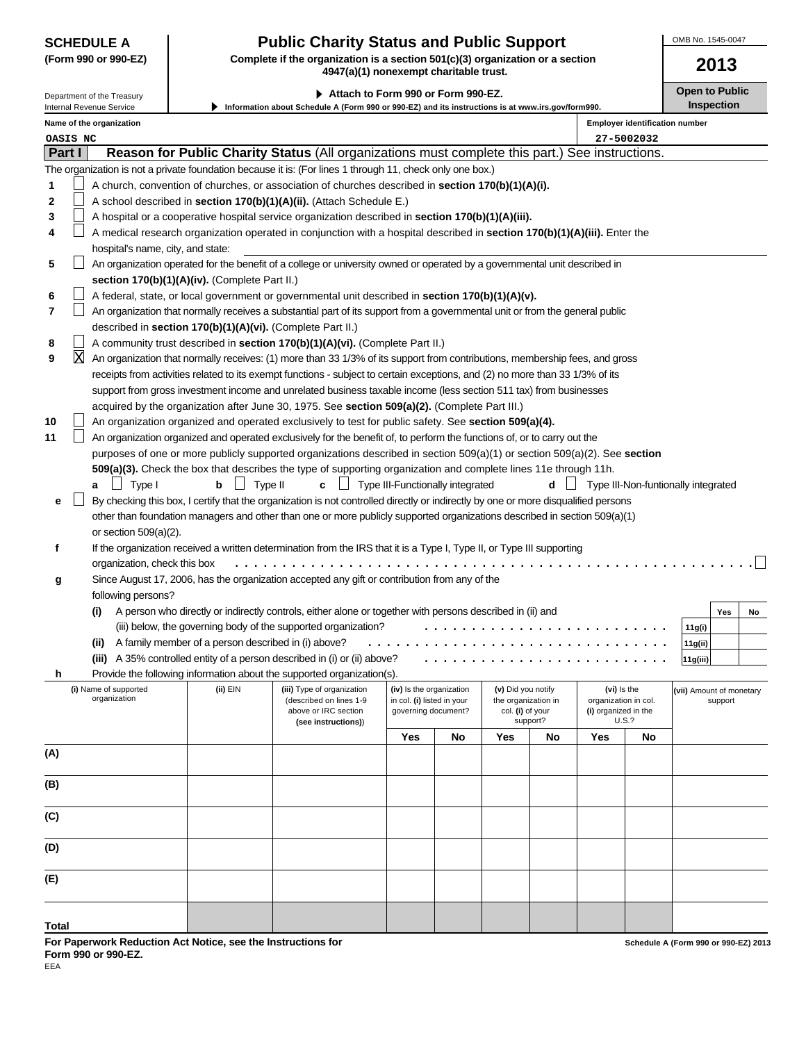**SCHEDULE A**
**(Form 990 or 990-EZ)**

Department of the Treasury
Internal Revenue Service

# Public Charity Status and Public Support

**Complete if the organization is a section 501(c)(3) organization or a section 4947(a)(1) nonexempt charitable trust.**

▶ **Attach to Form 990 or Form 990-EZ.**

▶ **Information about Schedule A (Form 990 or 990-EZ) and its instructions is at www.irs.gov/form990.**

OMB No. 1545-0047

**2013**

**Open to Public Inspection**

**Name of the organization:** OASIS NC

**Employer identification number:** 27-5002032

## Part I — Reason for Public Charity Status (All organizations must complete this part.) See instructions.

The organization is not a private foundation because it is: (For lines 1 through 11, check only one box.)

1. ☐ A church, convention of churches, or association of churches described in **section 170(b)(1)(A)(i).**
2. ☐ A school described in **section 170(b)(1)(A)(ii).** (Attach Schedule E.)
3. ☐ A hospital or a cooperative hospital service organization described in **section 170(b)(1)(A)(iii).**
4. ☐ A medical research organization operated in conjunction with a hospital described in **section 170(b)(1)(A)(iii).** Enter the hospital's name, city, and state:
5. ☐ An organization operated for the benefit of a college or university owned or operated by a governmental unit described in **section 170(b)(1)(A)(iv).** (Complete Part II.)
6. ☐ A federal, state, or local government or governmental unit described in **section 170(b)(1)(A)(v).**
7. ☐ An organization that normally receives a substantial part of its support from a governmental unit or from the general public described in **section 170(b)(1)(A)(vi).** (Complete Part II.)
8. ☐ A community trust described in **section 170(b)(1)(A)(vi).** (Complete Part II.)
9. ☒ An organization that normally receives: (1) more than 33 1/3% of its support from contributions, membership fees, and gross receipts from activities related to its exempt functions - subject to certain exceptions, and (2) no more than 33 1/3% of its support from gross investment income and unrelated business taxable income (less section 511 tax) from businesses acquired by the organization after June 30, 1975. See **section 509(a)(2).** (Complete Part III.)
10. ☐ An organization organized and operated exclusively to test for public safety. See **section 509(a)(4).**
11. ☐ An organization organized and operated exclusively for the benefit of, to perform the functions of, or to carry out the purposes of one or more publicly supported organizations described in section 509(a)(1) or section 509(a)(2). See **section 509(a)(3).** Check the box that describes the type of supporting organization and complete lines 11e through 11h.
   - **a** ☐ Type I   **b** ☐ Type II   **c** ☐ Type III-Functionally integrated   **d** ☐ Type III-Non-funtionally integrated
   - **e** ☐ By checking this box, I certify that the organization is not controlled directly or indirectly by one or more disqualified persons other than foundation managers and other than one or more publicly supported organizations described in section 509(a)(1) or section 509(a)(2).
   - **f** If the organization received a written determination from the IRS that it is a Type I, Type II, or Type III supporting organization, check this box ☐
   - **g** Since August 17, 2006, has the organization accepted any gift or contribution from any of the following persons?

| | | | Yes | No |
|---|---|---|---|---|
| **(i)** | A person who directly or indirectly controls, either alone or together with persons described in (ii) and (iii) below, the governing body of the supported organization? | 11g(i) | | |
| **(ii)** | A family member of a person described in (i) above? | 11g(ii) | | |
| **(iii)** | A 35% controlled entity of a person described in (i) or (ii) above? | 11g(iii) | | |

   - **h** Provide the following information about the supported organization(s).

| (i) Name of supported organization | (ii) EIN | (iii) Type of organization (described on lines 1-9 above or IRC section (see instructions)) | (iv) Is the organization in col. (i) listed in your governing document? | | (v) Did you notify the organization in col. (i) of your support? | | (vi) Is the organization in col. (i) organized in the U.S.? | | (vii) Amount of monetary support |
|---|---|---|---|---|---|---|---|---|---|
| | | | Yes | No | Yes | No | Yes | No | |
| (A) | | | | | | | | | |
| (B) | | | | | | | | | |
| (C) | | | | | | | | | |
| (D) | | | | | | | | | |
| (E) | | | | | | | | | |
| Total | | | | | | | | | |

**For Paperwork Reduction Act Notice, see the Instructions for Form 990 or 990-EZ.**

**Schedule A (Form 990 or 990-EZ) 2013**

EEA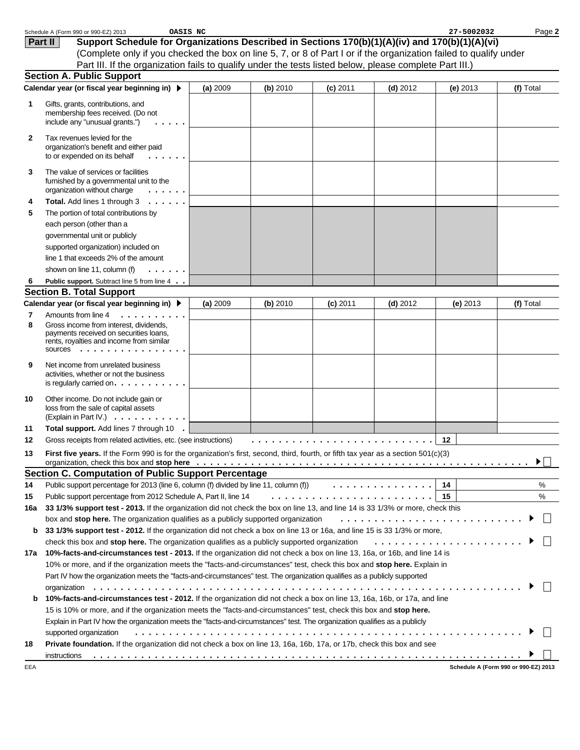Schedule A (Form 990 or 990-EZ) 2013 OASIS NC 27-5002032 Page 2

## Part II Support Schedule for Organizations Described in Sections 170(b)(1)(A)(iv) and 170(b)(1)(A)(vi)

(Complete only if you checked the box on line 5, 7, or 8 of Part I or if the organization failed to qualify under Part III. If the organization fails to qualify under the tests listed below, please complete Part III.)

### Section A. Public Support

| Calendar year (or fiscal year beginning in) ▶ | (a) 2009 | (b) 2010 | (c) 2011 | (d) 2012 | (e) 2013 | (f) Total |
|---|---|---|---|---|---|---|
| **1** Gifts, grants, contributions, and membership fees received. (Do not include any "unusual grants.") | | | | | | |
| **2** Tax revenues levied for the organization's benefit and either paid to or expended on its behalf | | | | | | |
| **3** The value of services or facilities furnished by a governmental unit to the organization without charge | | | | | | |
| **4** **Total.** Add lines 1 through 3 | | | | | | |
| **5** The portion of total contributions by each person (other than a governmental unit or publicly supported organization) included on line 1 that exceeds 2% of the amount shown on line 11, column (f) | | | | | | |
| **6** **Public support.** Subtract line 5 from line 4 | | | | | | |

### Section B. Total Support

| Calendar year (or fiscal year beginning in) ▶ | (a) 2009 | (b) 2010 | (c) 2011 | (d) 2012 | (e) 2013 | (f) Total |
|---|---|---|---|---|---|---|
| **7** Amounts from line 4 | | | | | | |
| **8** Gross income from interest, dividends, payments received on securities loans, rents, royalties and income from similar sources | | | | | | |
| **9** Net income from unrelated business activities, whether or not the business is regularly carried on | | | | | | |
| **10** Other income. Do not include gain or loss from the sale of capital assets (Explain in Part IV.) | | | | | | |
| **11** **Total support.** Add lines 7 through 10 | | | | | | |

**12** Gross receipts from related activities, etc. (see instructions) . . . **12**

**13** **First five years.** If the Form 990 is for the organization's first, second, third, fourth, or fifth tax year as a section 501(c)(3) organization, check this box and **stop here** . . . ▶ ☐

### Section C. Computation of Public Support Percentage

**14** Public support percentage for 2013 (line 6, column (f) divided by line 11, column (f)) . . . **14** %

**15** Public support percentage from 2012 Schedule A, Part II, line 14 . . . **15** %

**16a** **33 1/3% support test - 2013.** If the organization did not check the box on line 13, and line 14 is 33 1/3% or more, check this box and **stop here.** The organization qualifies as a publicly supported organization . . . ▶ ☐

**b** **33 1/3% support test - 2012.** If the organization did not check a box on line 13 or 16a, and line 15 is 33 1/3% or more, check this box and **stop here.** The organization qualifies as a publicly supported organization . . . ▶ ☐

**17a** **10%-facts-and-circumstances test - 2013.** If the organization did not check a box on line 13, 16a, or 16b, and line 14 is 10% or more, and if the organization meets the "facts-and-circumstances" test, check this box and **stop here.** Explain in Part IV how the organization meets the "facts-and-circumstances" test. The organization qualifies as a publicly supported organization . . . ▶ ☐

**b** **10%-facts-and-circumstances test - 2012.** If the organization did not check a box on line 13, 16a, 16b, or 17a, and line 15 is 10% or more, and if the organization meets the "facts-and-circumstances" test, check this box and **stop here.** Explain in Part IV how the organization meets the "facts-and-circumstances" test. The organization qualifies as a publicly supported organization . . . ▶ ☐

**18** **Private foundation.** If the organization did not check a box on line 13, 16a, 16b, 17a, or 17b, check this box and see instructions . . . ▶ ☐

EEA Schedule A (Form 990 or 990-EZ) 2013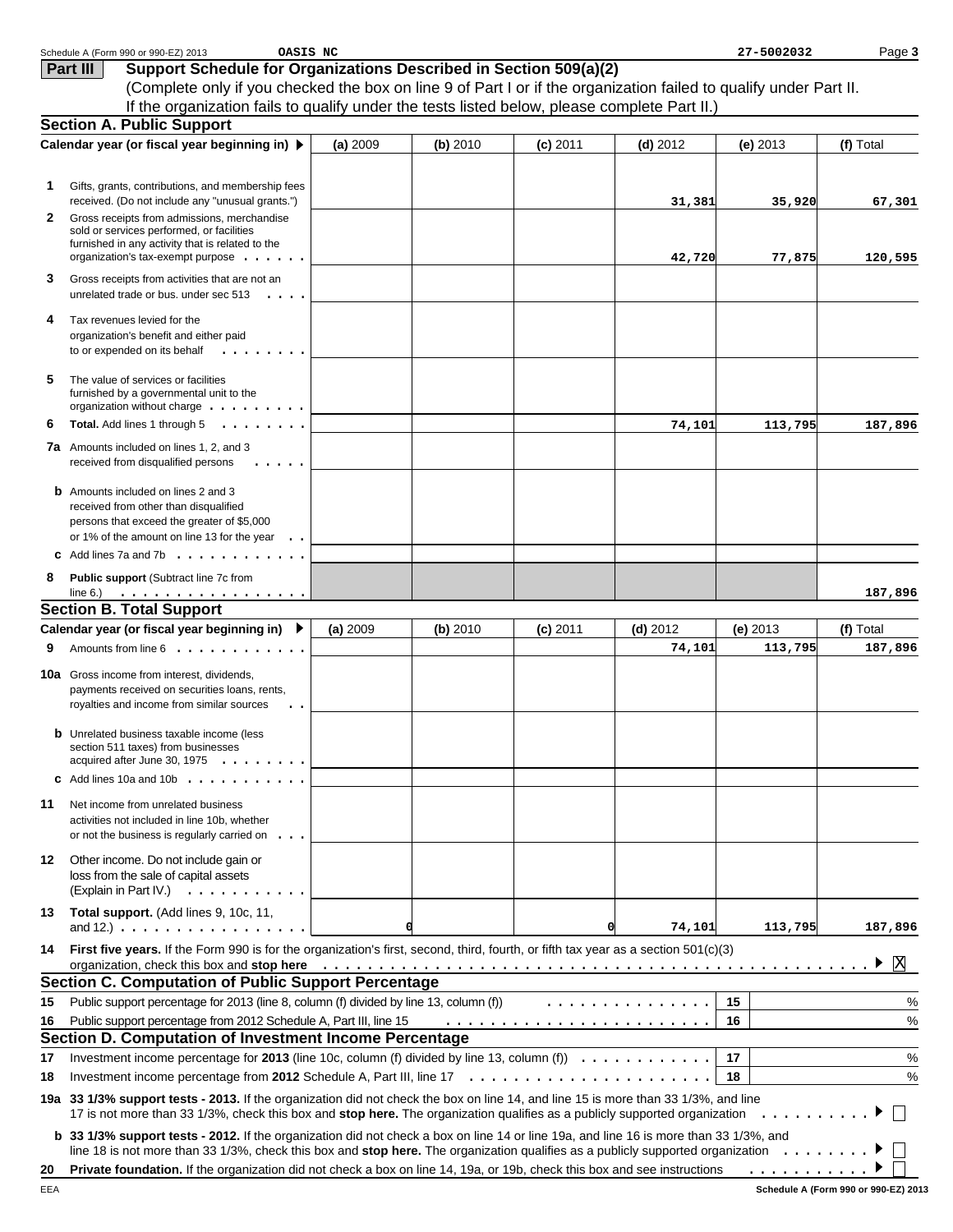Schedule A (Form 990 or 990-EZ) 2013 OASIS NC 27-5002032 Page 3

## Part III Support Schedule for Organizations Described in Section 509(a)(2)

(Complete only if you checked the box on line 9 of Part I or if the organization failed to qualify under Part II. If the organization fails to qualify under the tests listed below, please complete Part II.)

### Section A. Public Support

| Calendar year (or fiscal year beginning in) ▶ | (a) 2009 | (b) 2010 | (c) 2011 | (d) 2012 | (e) 2013 | (f) Total |
|---|---|---|---|---|---|---|
| **1** Gifts, grants, contributions, and membership fees received. (Do not include any "unusual grants.") | | | | 31,381 | 35,920 | 67,301 |
| **2** Gross receipts from admissions, merchandise sold or services performed, or facilities furnished in any activity that is related to the organization's tax-exempt purpose | | | | 42,720 | 77,875 | 120,595 |
| **3** Gross receipts from activities that are not an unrelated trade or bus. under sec 513 | | | | | | |
| **4** Tax revenues levied for the organization's benefit and either paid to or expended on its behalf | | | | | | |
| **5** The value of services or facilities furnished by a governmental unit to the organization without charge | | | | | | |
| **6** **Total.** Add lines 1 through 5 | | | | 74,101 | 113,795 | 187,896 |
| **7a** Amounts included on lines 1, 2, and 3 received from disqualified persons | | | | | | |
| **b** Amounts included on lines 2 and 3 received from other than disqualified persons that exceed the greater of $5,000 or 1% of the amount on line 13 for the year | | | | | | |
| **c** Add lines 7a and 7b | | | | | | |
| **8** **Public support** (Subtract line 7c from line 6.) | | | | | | 187,896 |

### Section B. Total Support

| Calendar year (or fiscal year beginning in) ▶ | (a) 2009 | (b) 2010 | (c) 2011 | (d) 2012 | (e) 2013 | (f) Total |
|---|---|---|---|---|---|---|
| **9** Amounts from line 6 | | | | 74,101 | 113,795 | 187,896 |
| **10a** Gross income from interest, dividends, payments received on securities loans, rents, royalties and income from similar sources | | | | | | |
| **b** Unrelated business taxable income (less section 511 taxes) from businesses acquired after June 30, 1975 | | | | | | |
| **c** Add lines 10a and 10b | | | | | | |
| **11** Net income from unrelated business activities not included in line 10b, whether or not the business is regularly carried on | | | | | | |
| **12** Other income. Do not include gain or loss from the sale of capital assets (Explain in Part IV.) | | | | | | |
| **13** **Total support.** (Add lines 9, 10c, 11, and 12.) | 0 | | 0 | 74,101 | 113,795 | 187,896 |

**14** **First five years.** If the Form 990 is for the organization's first, second, third, fourth, or fifth tax year as a section 501(c)(3) organization, check this box and **stop here** ▶ [X]

### Section C. Computation of Public Support Percentage

| | | | |
|---|---|---|---|
| **15** | Public support percentage for 2013 (line 8, column (f) divided by line 13, column (f)) | 15 | % |
| **16** | Public support percentage from 2012 Schedule A, Part III, line 15 | 16 | % |

### Section D. Computation of Investment Income Percentage

| | | | |
|---|---|---|---|
| **17** | Investment income percentage for **2013** (line 10c, column (f) divided by line 13, column (f)) | 17 | % |
| **18** | Investment income percentage from **2012** Schedule A, Part III, line 17 | 18 | % |

**19a** **33 1/3% support tests - 2013.** If the organization did not check the box on line 14, and line 15 is more than 33 1/3%, and line 17 is not more than 33 1/3%, check this box and **stop here.** The organization qualifies as a publicly supported organization ▶ [ ]

**b** **33 1/3% support tests - 2012.** If the organization did not check a box on line 14 or line 19a, and line 16 is more than 33 1/3%, and line 18 is not more than 33 1/3%, check this box and **stop here.** The organization qualifies as a publicly supported organization ▶ [ ]

**20** **Private foundation.** If the organization did not check a box on line 14, 19a, or 19b, check this box and see instructions ▶ [ ]

EEA Schedule A (Form 990 or 990-EZ) 2013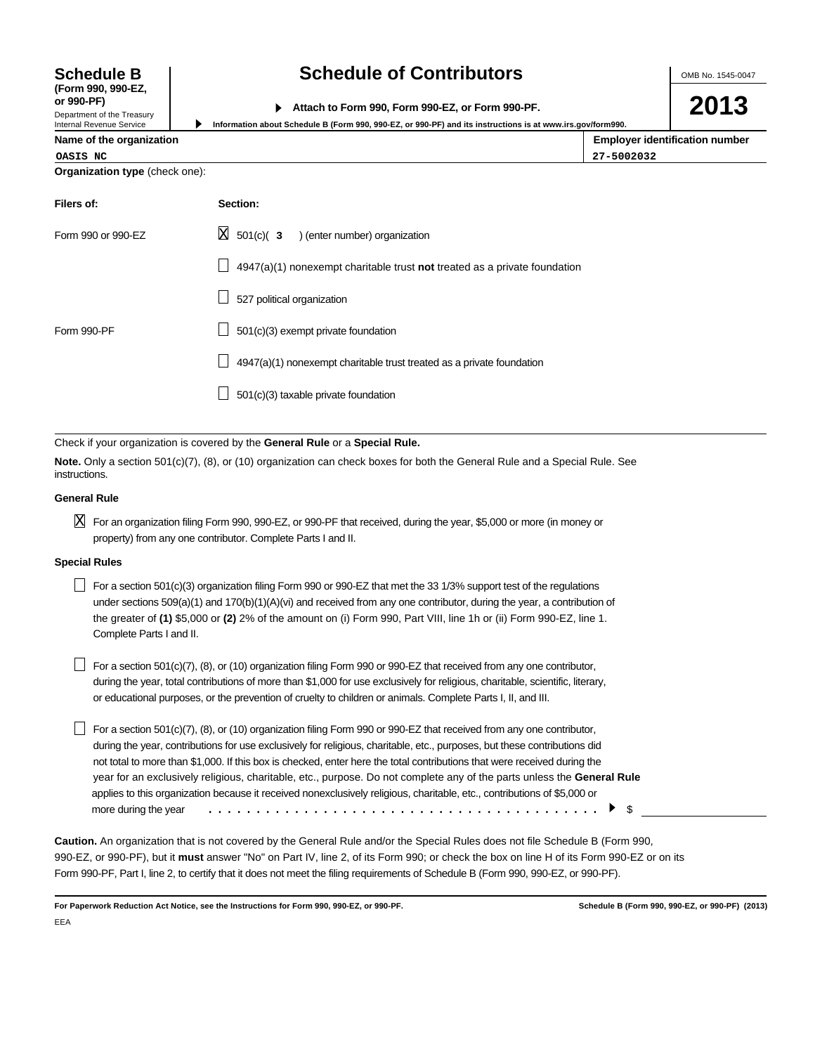# Schedule B

**(Form 990, 990-EZ, or 990-PF)**

Department of the Treasury
Internal Revenue Service

## Schedule of Contributors

▶ **Attach to Form 990, Form 990-EZ, or Form 990-PF.**

▶ **Information about Schedule B (Form 990, 990-EZ, or 990-PF) and its instructions is at www.irs.gov/form990.**

OMB No. 1545-0047

**2013**

| Name of the organization | Employer identification number |
|---|---|
| OASIS NC | 27-5002032 |

**Organization type** (check one):

| Filers of: | Section: |
|---|---|
| Form 990 or 990-EZ | ☒ 501(c)( **3** ) (enter number) organization |
| | ☐ 4947(a)(1) nonexempt charitable trust **not** treated as a private foundation |
| | ☐ 527 political organization |
| Form 990-PF | ☐ 501(c)(3) exempt private foundation |
| | ☐ 4947(a)(1) nonexempt charitable trust treated as a private foundation |
| | ☐ 501(c)(3) taxable private foundation |

Check if your organization is covered by the **General Rule** or a **Special Rule.**

**Note.** Only a section 501(c)(7), (8), or (10) organization can check boxes for both the General Rule and a Special Rule. See instructions.

**General Rule**

☒ For an organization filing Form 990, 990-EZ, or 990-PF that received, during the year, $5,000 or more (in money or property) from any one contributor. Complete Parts I and II.

**Special Rules**

☐ For a section 501(c)(3) organization filing Form 990 or 990-EZ that met the 33 1/3% support test of the regulations under sections 509(a)(1) and 170(b)(1)(A)(vi) and received from any one contributor, during the year, a contribution of the greater of **(1)** $5,000 or **(2)** 2% of the amount on (i) Form 990, Part VIII, line 1h or (ii) Form 990-EZ, line 1. Complete Parts I and II.

☐ For a section 501(c)(7), (8), or (10) organization filing Form 990 or 990-EZ that received from any one contributor, during the year, total contributions of more than $1,000 for use exclusively for religious, charitable, scientific, literary, or educational purposes, or the prevention of cruelty to children or animals. Complete Parts I, II, and III.

☐ For a section 501(c)(7), (8), or (10) organization filing Form 990 or 990-EZ that received from any one contributor, during the year, contributions for use exclusively for religious, charitable, etc., purposes, but these contributions did not total to more than $1,000. If this box is checked, enter here the total contributions that were received during the year for an exclusively religious, charitable, etc., purpose. Do not complete any of the parts unless the **General Rule** applies to this organization because it received nonexclusively religious, charitable, etc., contributions of $5,000 or more during the year . . . . . . . . . . . . . . . . . . . . . . . . . . . . . . . . . . . . . . . . . ▶ $ ____________

**Caution.** An organization that is not covered by the General Rule and/or the Special Rules does not file Schedule B (Form 990, 990-EZ, or 990-PF), but it **must** answer "No" on Part IV, line 2, of its Form 990; or check the box on line H of its Form 990-EZ or on its Form 990-PF, Part I, line 2, to certify that it does not meet the filing requirements of Schedule B (Form 990, 990-EZ, or 990-PF).

**For Paperwork Reduction Act Notice, see the Instructions for Form 990, 990-EZ, or 990-PF.** **Schedule B (Form 990, 990-EZ, or 990-PF) (2013)**

EEA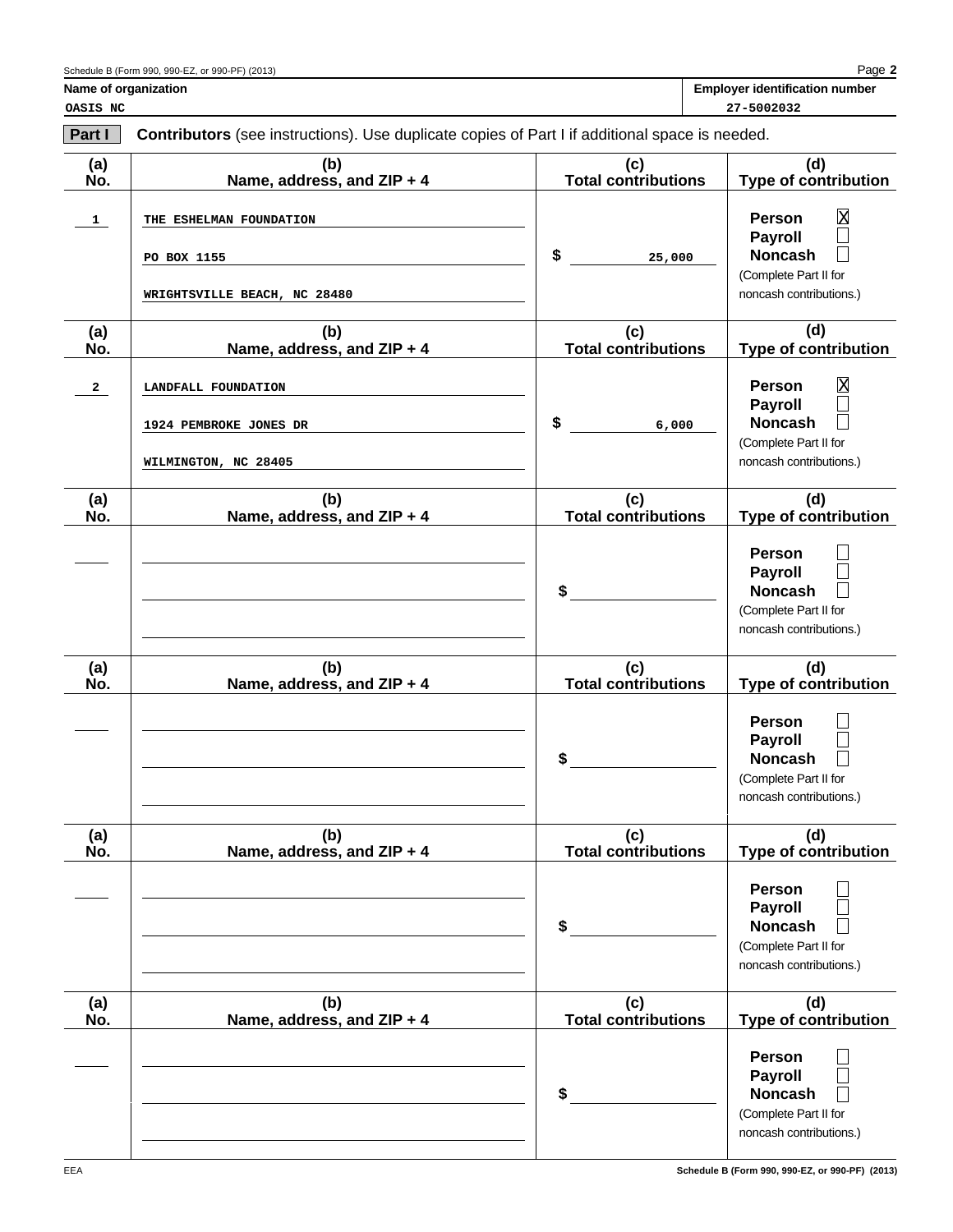Schedule B (Form 990, 990-EZ, or 990-PF) (2013)

| Name of organization | Employer identification number |
| --- | --- |
| OASIS NC | 27-5002032 |

**Part I** **Contributors** (see instructions). Use duplicate copies of Part I if additional space is needed.

| (a) No. | (b) Name, address, and ZIP + 4 | (c) Total contributions | (d) Type of contribution |
| --- | --- | --- | --- |
| 1 | THE ESHELMAN FOUNDATION<br>PO BOX 1155<br>WRIGHTSVILLE BEACH, NC 28480 | $ 25,000 | Person ☒<br>Payroll ☐<br>Noncash ☐<br>(Complete Part II for noncash contributions.) |
| 2 | LANDFALL FOUNDATION<br>1924 PEMBROKE JONES DR<br>WILMINGTON, NC 28405 | $ 6,000 | Person ☒<br>Payroll ☐<br>Noncash ☐<br>(Complete Part II for noncash contributions.) |
| | | $ | Person ☐<br>Payroll ☐<br>Noncash ☐<br>(Complete Part II for noncash contributions.) |
| | | $ | Person ☐<br>Payroll ☐<br>Noncash ☐<br>(Complete Part II for noncash contributions.) |
| | | $ | Person ☐<br>Payroll ☐<br>Noncash ☐<br>(Complete Part II for noncash contributions.) |
| | | $ | Person ☐<br>Payroll ☐<br>Noncash ☐<br>(Complete Part II for noncash contributions.) |

EEA

Schedule B (Form 990, 990-EZ, or 990-PF) (2013)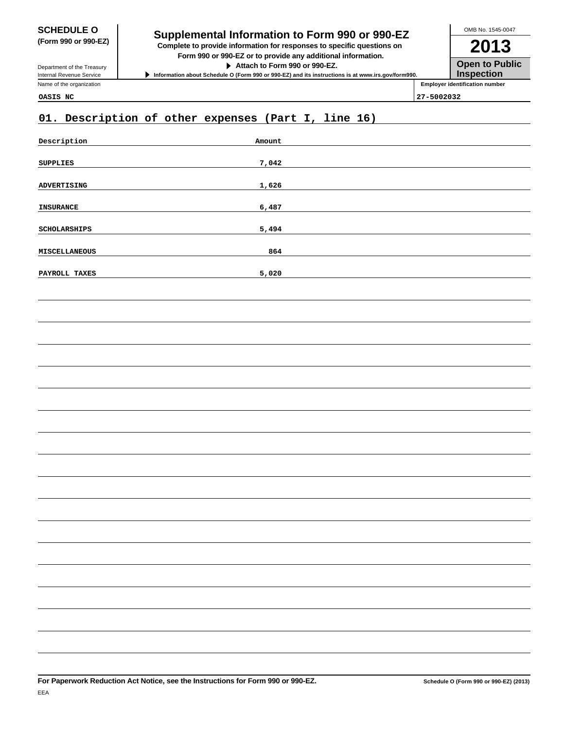**SCHEDULE O (Form 990 or 990-EZ)**

Department of the Treasury
Internal Revenue Service

# Supplemental Information to Form 990 or 990-EZ

**Complete to provide information for responses to specific questions on Form 990 or 990-EZ or to provide any additional information.**

▶ **Attach to Form 990 or 990-EZ.**

▶ **Information about Schedule O (Form 990 or 990-EZ) and its instructions is at www.irs.gov/form990.**

OMB No. 1545-0047

**2013**

**Open to Public Inspection**

Name of the organization: **OASIS NC**

Employer identification number: **27-5002032**

## 01. Description of other expenses (Part I, line 16)

| Description | Amount |
|---|---|
| SUPPLIES | 7,042 |
| ADVERTISING | 1,626 |
| INSURANCE | 6,487 |
| SCHOLARSHIPS | 5,494 |
| MISCELLANEOUS | 864 |
| PAYROLL TAXES | 5,020 |

**For Paperwork Reduction Act Notice, see the Instructions for Form 990 or 990-EZ.**

**Schedule O (Form 990 or 990-EZ) (2013)**

EEA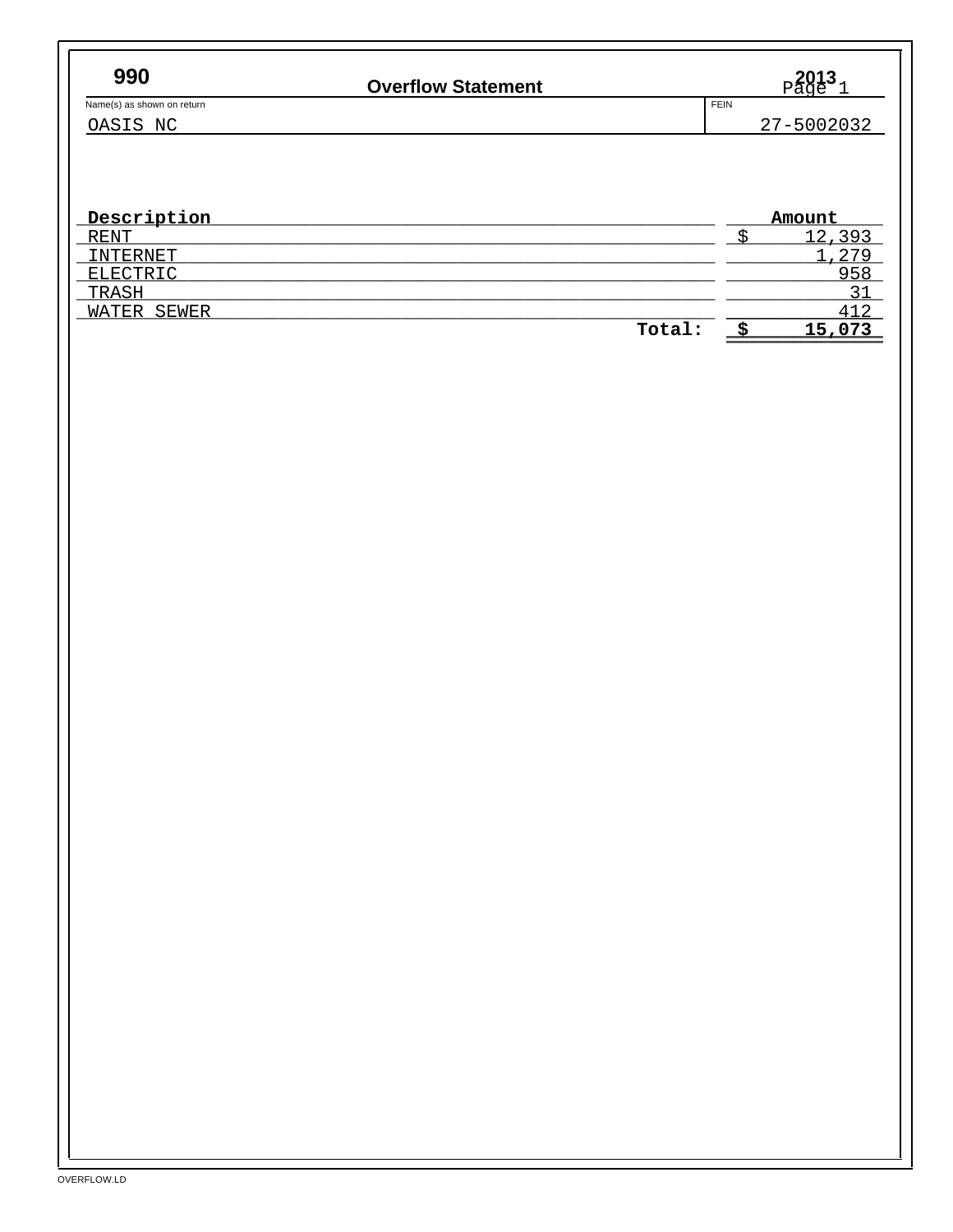**990** — **Overflow Statement** — **2013**

Name(s) as shown on return: OASIS NC

FEIN: 27-5002032

| Description | Amount |
| --- | --- |
| RENT | $ 12,393 |
| INTERNET | 1,279 |
| ELECTRIC | 958 |
| TRASH | 31 |
| WATER SEWER | 412 |
| **Total:** | **$ 15,073** |

OVERFLOW.LD